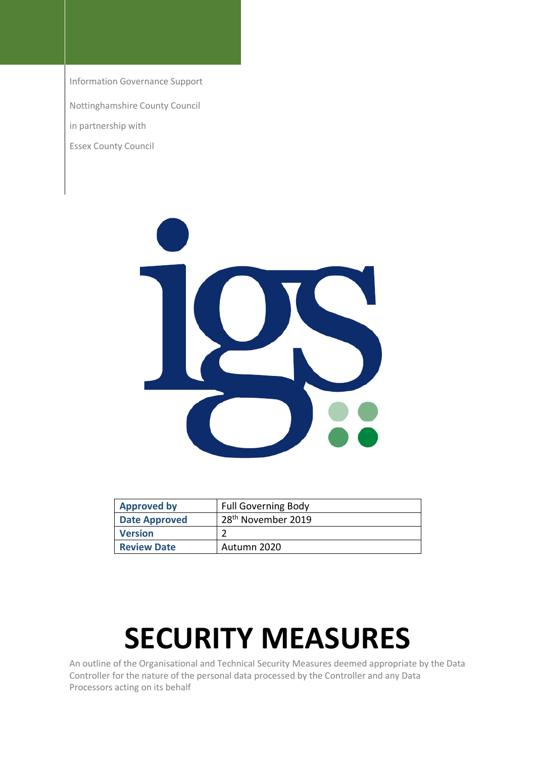Information Governance Support

Nottinghamshire County Council

in partnership with

Essex County Council

| Approved by | Full Governing Body |
|---|---|
| Date Approved | 28th November 2019 |
| Version | 2 |
| Review Date | Autumn 2020 |

# SECURITY MEASURES

An outline of the Organisational and Technical Security Measures deemed appropriate by the Data Controller for the nature of the personal data processed by the Controller and any Data Processors acting on its behalf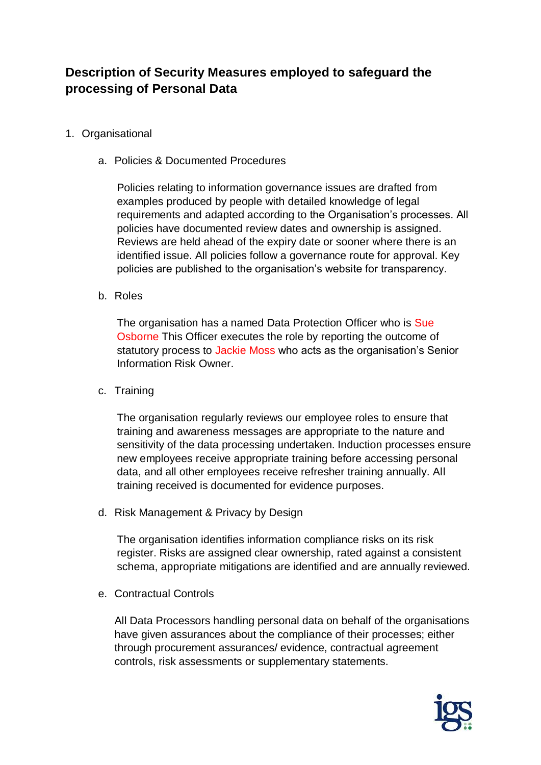## Description of Security Measures employed to safeguard the processing of Personal Data

1. Organisational

   a. Policies & Documented Procedures

      Policies relating to information governance issues are drafted from examples produced by people with detailed knowledge of legal requirements and adapted according to the Organisation's processes. All policies have documented review dates and ownership is assigned. Reviews are held ahead of the expiry date or sooner where there is an identified issue. All policies follow a governance route for approval. Key policies are published to the organisation's website for transparency.

   b. Roles

      The organisation has a named Data Protection Officer who is Sue Osborne This Officer executes the role by reporting the outcome of statutory process to Jackie Moss who acts as the organisation's Senior Information Risk Owner.

   c. Training

      The organisation regularly reviews our employee roles to ensure that training and awareness messages are appropriate to the nature and sensitivity of the data processing undertaken. Induction processes ensure new employees receive appropriate training before accessing personal data, and all other employees receive refresher training annually. All training received is documented for evidence purposes.

   d. Risk Management & Privacy by Design

      The organisation identifies information compliance risks on its risk register. Risks are assigned clear ownership, rated against a consistent schema, appropriate mitigations are identified and are annually reviewed.

   e. Contractual Controls

      All Data Processors handling personal data on behalf of the organisations have given assurances about the compliance of their processes; either through procurement assurances/ evidence, contractual agreement controls, risk assessments or supplementary statements.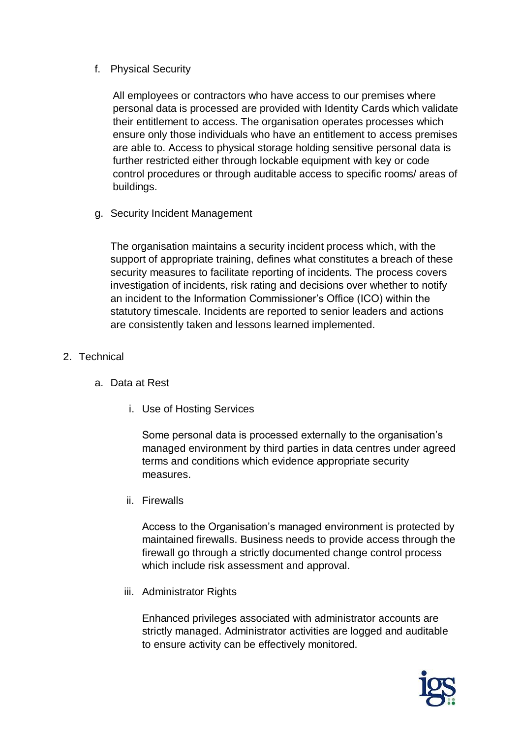f. Physical Security

All employees or contractors who have access to our premises where personal data is processed are provided with Identity Cards which validate their entitlement to access. The organisation operates processes which ensure only those individuals who have an entitlement to access premises are able to. Access to physical storage holding sensitive personal data is further restricted either through lockable equipment with key or code control procedures or through auditable access to specific rooms/ areas of buildings.

g. Security Incident Management

The organisation maintains a security incident process which, with the support of appropriate training, defines what constitutes a breach of these security measures to facilitate reporting of incidents. The process covers investigation of incidents, risk rating and decisions over whether to notify an incident to the Information Commissioner's Office (ICO) within the statutory timescale. Incidents are reported to senior leaders and actions are consistently taken and lessons learned implemented.

2. Technical

a. Data at Rest

i. Use of Hosting Services

Some personal data is processed externally to the organisation's managed environment by third parties in data centres under agreed terms and conditions which evidence appropriate security measures.

ii. Firewalls

Access to the Organisation's managed environment is protected by maintained firewalls. Business needs to provide access through the firewall go through a strictly documented change control process which include risk assessment and approval.

iii. Administrator Rights

Enhanced privileges associated with administrator accounts are strictly managed. Administrator activities are logged and auditable to ensure activity can be effectively monitored.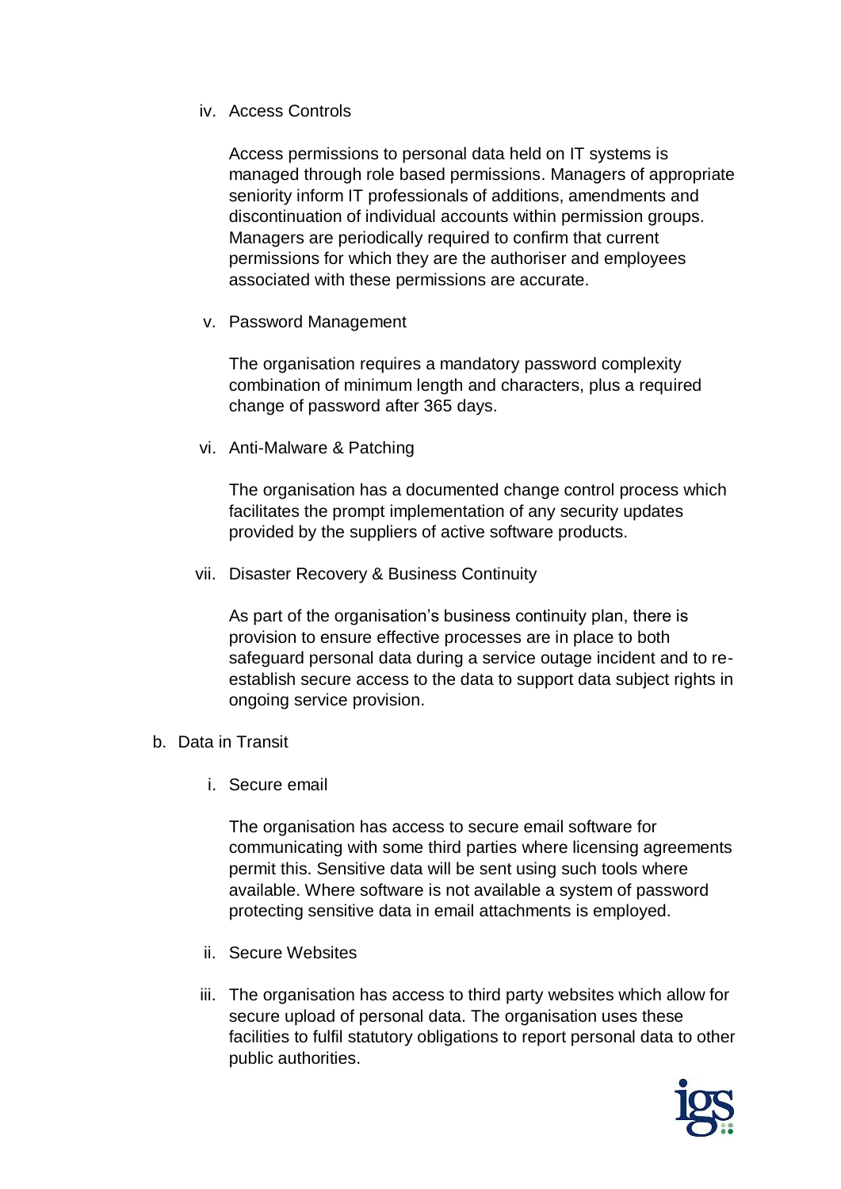iv. Access Controls

   Access permissions to personal data held on IT systems is managed through role based permissions. Managers of appropriate seniority inform IT professionals of additions, amendments and discontinuation of individual accounts within permission groups. Managers are periodically required to confirm that current permissions for which they are the authoriser and employees associated with these permissions are accurate.

v. Password Management

   The organisation requires a mandatory password complexity combination of minimum length and characters, plus a required change of password after 365 days.

vi. Anti-Malware & Patching

   The organisation has a documented change control process which facilitates the prompt implementation of any security updates provided by the suppliers of active software products.

vii. Disaster Recovery & Business Continuity

   As part of the organisation's business continuity plan, there is provision to ensure effective processes are in place to both safeguard personal data during a service outage incident and to re-establish secure access to the data to support data subject rights in ongoing service provision.

b. Data in Transit

   i. Secure email

      The organisation has access to secure email software for communicating with some third parties where licensing agreements permit this. Sensitive data will be sent using such tools where available. Where software is not available a system of password protecting sensitive data in email attachments is employed.

   ii. Secure Websites

   iii. The organisation has access to third party websites which allow for secure upload of personal data. The organisation uses these facilities to fulfil statutory obligations to report personal data to other public authorities.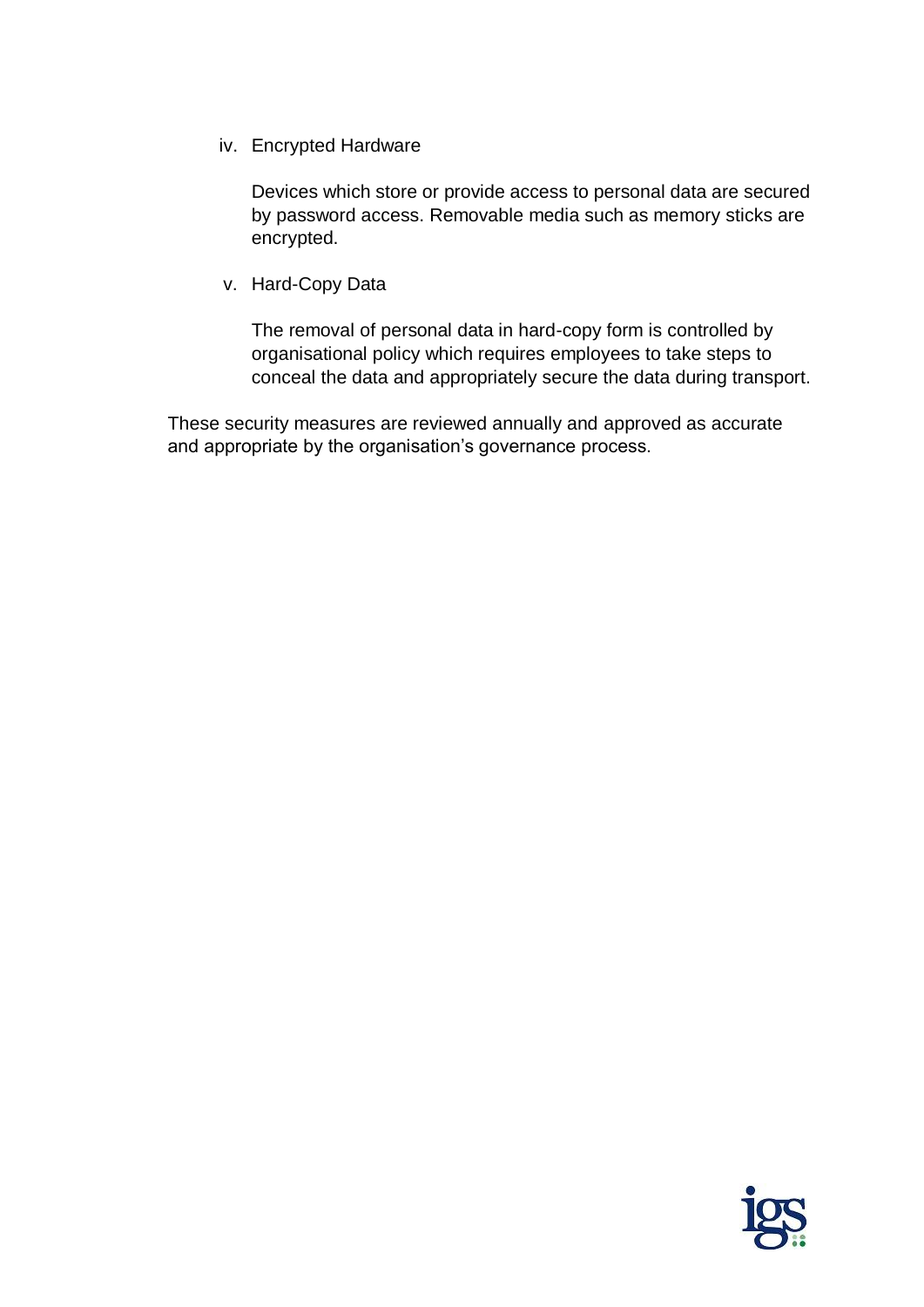iv. Encrypted Hardware

    Devices which store or provide access to personal data are secured by password access. Removable media such as memory sticks are encrypted.

v. Hard-Copy Data

    The removal of personal data in hard-copy form is controlled by organisational policy which requires employees to take steps to conceal the data and appropriately secure the data during transport.

These security measures are reviewed annually and approved as accurate and appropriate by the organisation's governance process.